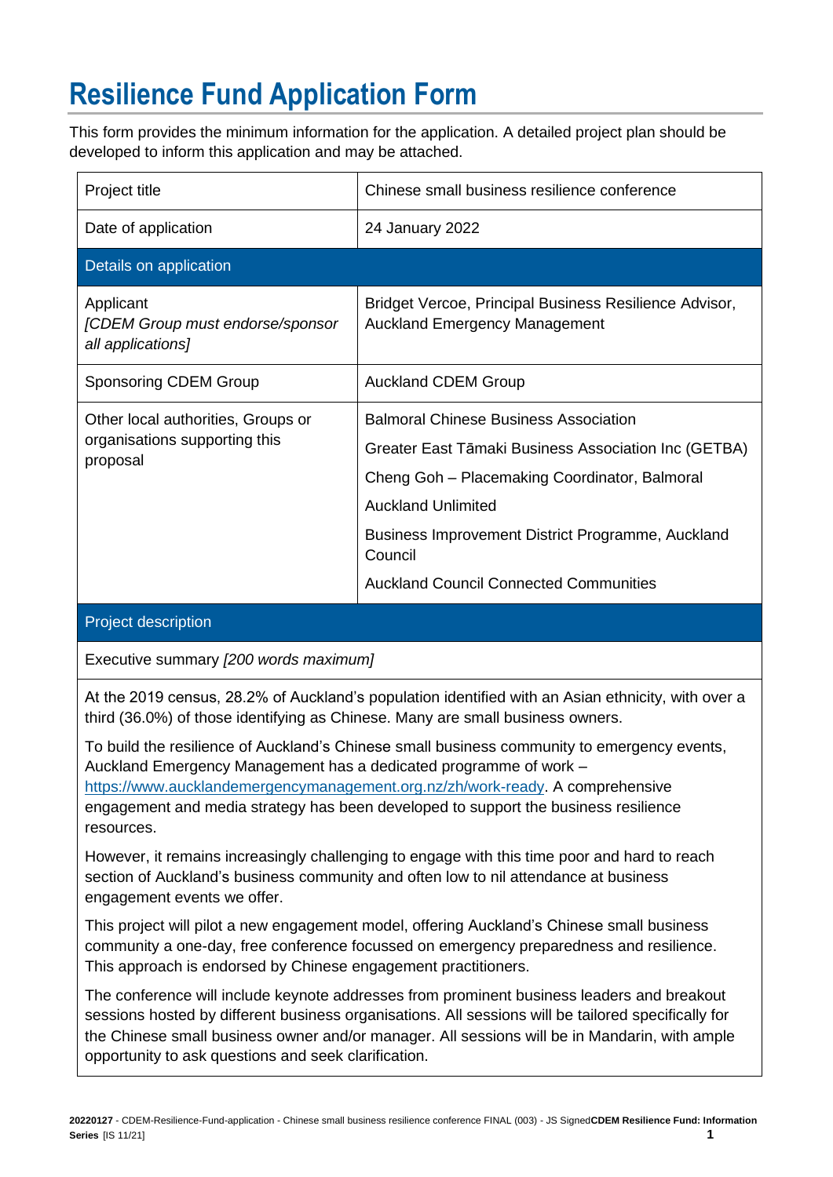# Resilience Fund Application Form

This form provides the minimum information for the application. A detailed project plan should be developed to inform this application and may be attached.

| Project title | Chinese small business resilience conference |
|---|---|
| Date of application | 24 January 2022 |
| **Details on application** | |
| Applicant *[CDEM Group must endorse/sponsor all applications]* | Bridget Vercoe, Principal Business Resilience Advisor, Auckland Emergency Management |
| Sponsoring CDEM Group | Auckland CDEM Group |
| Other local authorities, Groups or organisations supporting this proposal | Balmoral Chinese Business Association<br>Greater East Tāmaki Business Association Inc (GETBA)<br>Cheng Goh – Placemaking Coordinator, Balmoral<br>Auckland Unlimited<br>Business Improvement District Programme, Auckland Council<br>Auckland Council Connected Communities |

## Project description

Executive summary *[200 words maximum]*

At the 2019 census, 28.2% of Auckland's population identified with an Asian ethnicity, with over a third (36.0%) of those identifying as Chinese. Many are small business owners.

To build the resilience of Auckland's Chinese small business community to emergency events, Auckland Emergency Management has a dedicated programme of work – https://www.aucklandemergencymanagement.org.nz/zh/work-ready. A comprehensive engagement and media strategy has been developed to support the business resilience resources.

However, it remains increasingly challenging to engage with this time poor and hard to reach section of Auckland's business community and often low to nil attendance at business engagement events we offer.

This project will pilot a new engagement model, offering Auckland's Chinese small business community a one-day, free conference focussed on emergency preparedness and resilience. This approach is endorsed by Chinese engagement practitioners.

The conference will include keynote addresses from prominent business leaders and breakout sessions hosted by different business organisations. All sessions will be tailored specifically for the Chinese small business owner and/or manager. All sessions will be in Mandarin, with ample opportunity to ask questions and seek clarification.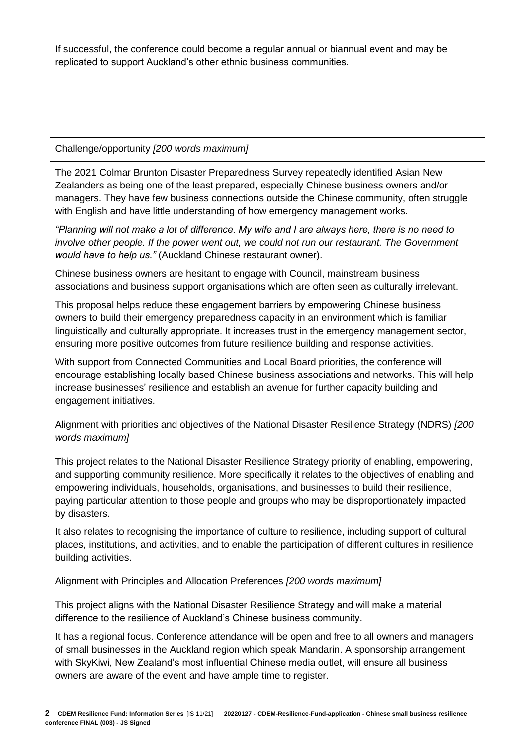If successful, the conference could become a regular annual or biannual event and may be replicated to support Auckland's other ethnic business communities.

Challenge/opportunity *[200 words maximum]*

The 2021 Colmar Brunton Disaster Preparedness Survey repeatedly identified Asian New Zealanders as being one of the least prepared, especially Chinese business owners and/or managers. They have few business connections outside the Chinese community, often struggle with English and have little understanding of how emergency management works.

*"Planning will not make a lot of difference. My wife and I are always here, there is no need to involve other people. If the power went out, we could not run our restaurant. The Government would have to help us."* (Auckland Chinese restaurant owner).

Chinese business owners are hesitant to engage with Council, mainstream business associations and business support organisations which are often seen as culturally irrelevant.

This proposal helps reduce these engagement barriers by empowering Chinese business owners to build their emergency preparedness capacity in an environment which is familiar linguistically and culturally appropriate. It increases trust in the emergency management sector, ensuring more positive outcomes from future resilience building and response activities.

With support from Connected Communities and Local Board priorities, the conference will encourage establishing locally based Chinese business associations and networks. This will help increase businesses' resilience and establish an avenue for further capacity building and engagement initiatives.

Alignment with priorities and objectives of the National Disaster Resilience Strategy (NDRS) *[200 words maximum]*

This project relates to the National Disaster Resilience Strategy priority of enabling, empowering, and supporting community resilience. More specifically it relates to the objectives of enabling and empowering individuals, households, organisations, and businesses to build their resilience, paying particular attention to those people and groups who may be disproportionately impacted by disasters.

It also relates to recognising the importance of culture to resilience, including support of cultural places, institutions, and activities, and to enable the participation of different cultures in resilience building activities.

Alignment with Principles and Allocation Preferences *[200 words maximum]*

This project aligns with the National Disaster Resilience Strategy and will make a material difference to the resilience of Auckland's Chinese business community.

It has a regional focus. Conference attendance will be open and free to all owners and managers of small businesses in the Auckland region which speak Mandarin. A sponsorship arrangement with SkyKiwi, New Zealand's most influential Chinese media outlet, will ensure all business owners are aware of the event and have ample time to register.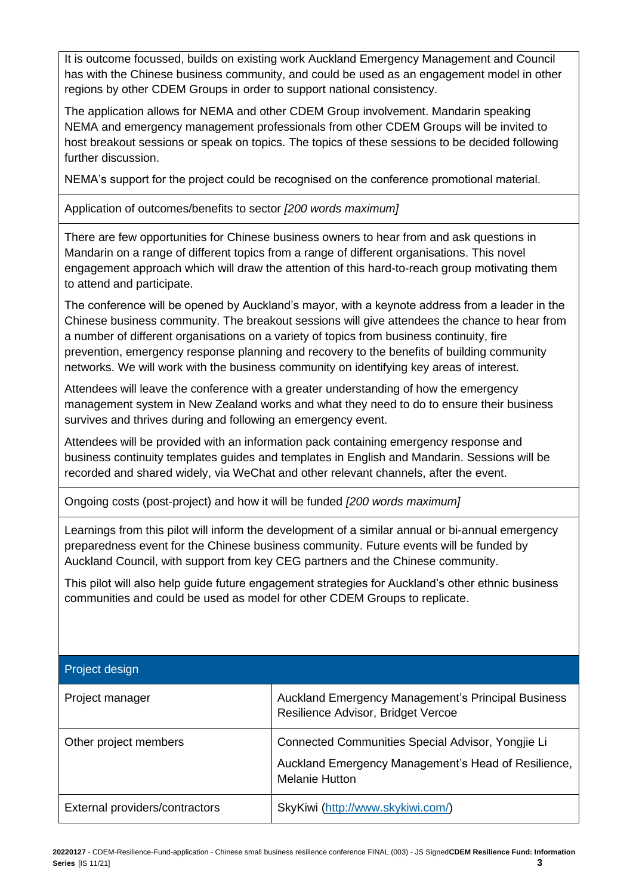It is outcome focussed, builds on existing work Auckland Emergency Management and Council has with the Chinese business community, and could be used as an engagement model in other regions by other CDEM Groups in order to support national consistency.

The application allows for NEMA and other CDEM Group involvement. Mandarin speaking NEMA and emergency management professionals from other CDEM Groups will be invited to host breakout sessions or speak on topics. The topics of these sessions to be decided following further discussion.

NEMA's support for the project could be recognised on the conference promotional material.

Application of outcomes/benefits to sector *[200 words maximum]*

There are few opportunities for Chinese business owners to hear from and ask questions in Mandarin on a range of different topics from a range of different organisations. This novel engagement approach which will draw the attention of this hard-to-reach group motivating them to attend and participate.

The conference will be opened by Auckland's mayor, with a keynote address from a leader in the Chinese business community. The breakout sessions will give attendees the chance to hear from a number of different organisations on a variety of topics from business continuity, fire prevention, emergency response planning and recovery to the benefits of building community networks. We will work with the business community on identifying key areas of interest.

Attendees will leave the conference with a greater understanding of how the emergency management system in New Zealand works and what they need to do to ensure their business survives and thrives during and following an emergency event.

Attendees will be provided with an information pack containing emergency response and business continuity templates guides and templates in English and Mandarin. Sessions will be recorded and shared widely, via WeChat and other relevant channels, after the event.

Ongoing costs (post-project) and how it will be funded *[200 words maximum]*

Learnings from this pilot will inform the development of a similar annual or bi-annual emergency preparedness event for the Chinese business community. Future events will be funded by Auckland Council, with support from key CEG partners and the Chinese community.

This pilot will also help guide future engagement strategies for Auckland's other ethnic business communities and could be used as model for other CDEM Groups to replicate.

| Project design | |
|---|---|
| Project manager | Auckland Emergency Management's Principal Business Resilience Advisor, Bridget Vercoe |
| Other project members | Connected Communities Special Advisor, Yongjie Li<br>Auckland Emergency Management's Head of Resilience, Melanie Hutton |
| External providers/contractors | SkyKiwi (http://www.skykiwi.com/) |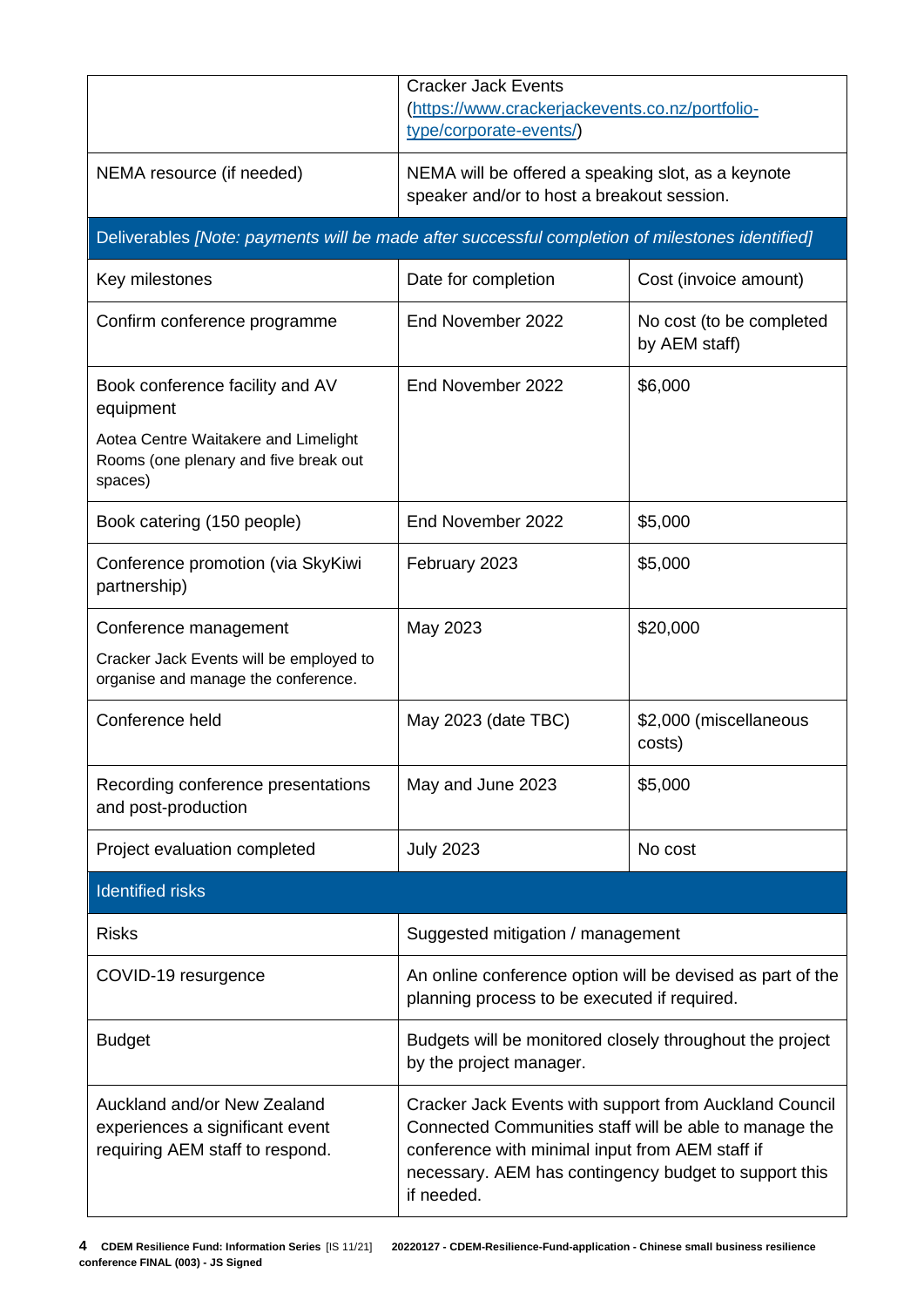| | Cracker Jack Events ([https://www.crackerjackevents.co.nz/portfolio-type/corporate-events/](https://www.crackerjackevents.co.nz/portfolio-type/corporate-events/)) | |
|---|---|---|
| NEMA resource (if needed) | NEMA will be offered a speaking slot, as a keynote speaker and/or to host a breakout session. | |
| Deliverables *[Note: payments will be made after successful completion of milestones identified]* | | |
| Key milestones | Date for completion | Cost (invoice amount) |
| Confirm conference programme | End November 2022 | No cost (to be completed by AEM staff) |
| Book conference facility and AV equipment<br>Aotea Centre Waitakere and Limelight Rooms (one plenary and five break out spaces) | End November 2022 | $6,000 |
| Book catering (150 people) | End November 2022 | $5,000 |
| Conference promotion (via SkyKiwi partnership) | February 2023 | $5,000 |
| Conference management<br>Cracker Jack Events will be employed to organise and manage the conference. | May 2023 | $20,000 |
| Conference held | May 2023 (date TBC) | $2,000 (miscellaneous costs) |
| Recording conference presentations and post-production | May and June 2023 | $5,000 |
| Project evaluation completed | July 2023 | No cost |
| Identified risks | | |
| Risks | Suggested mitigation / management | |
| COVID-19 resurgence | An online conference option will be devised as part of the planning process to be executed if required. | |
| Budget | Budgets will be monitored closely throughout the project by the project manager. | |
| Auckland and/or New Zealand experiences a significant event requiring AEM staff to respond. | Cracker Jack Events with support from Auckland Council Connected Communities staff will be able to manage the conference with minimal input from AEM staff if necessary. AEM has contingency budget to support this if needed. | |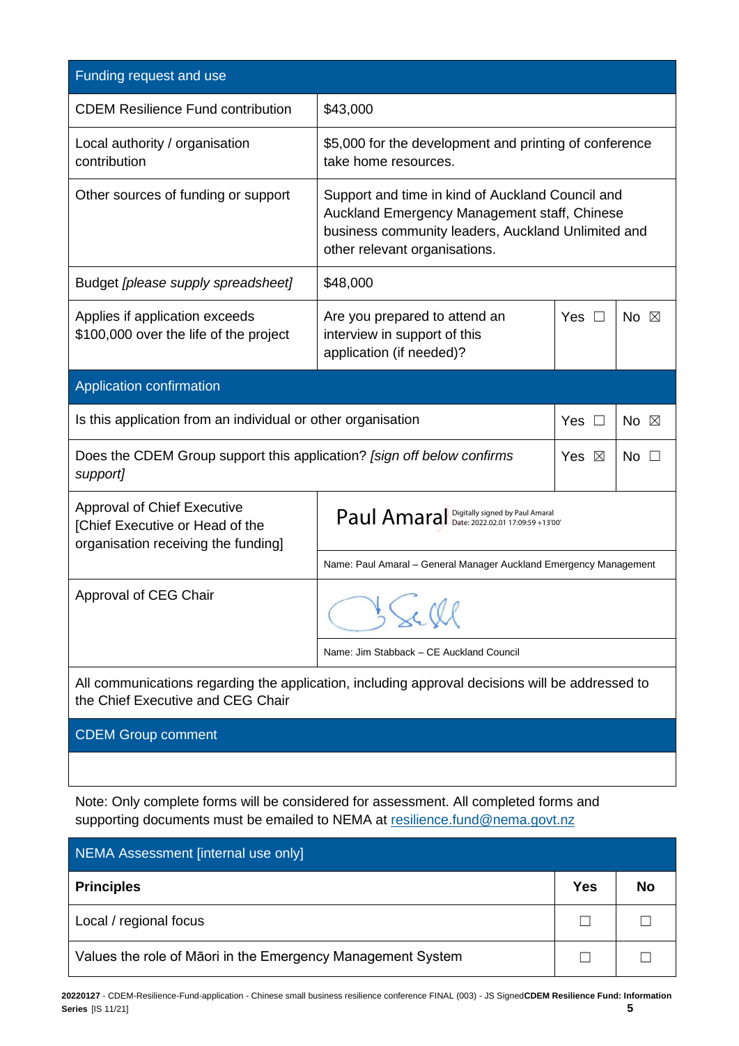| Funding request and use | | | |
|---|---|---|---|
| CDEM Resilience Fund contribution | $43,000 | | |
| Local authority / organisation contribution | $5,000 for the development and printing of conference take home resources. | | |
| Other sources of funding or support | Support and time in kind of Auckland Council and Auckland Emergency Management staff, Chinese business community leaders, Auckland Unlimited and other relevant organisations. | | |
| Budget *[please supply spreadsheet]* | $48,000 | | |
| Applies if application exceeds $100,000 over the life of the project | Are you prepared to attend an interview in support of this application (if needed)? | Yes ☐ | No ☒ |

| Application confirmation | | |
|---|---|---|
| Is this application from an individual or other organisation | Yes ☐ | No ☒ |
| Does the CDEM Group support this application? *[sign off below confirms support]* | Yes ☒ | No ☐ |

| | |
|---|---|
| Approval of Chief Executive [Chief Executive or Head of the organisation receiving the funding] | Paul Amaral Digitally signed by Paul Amaral Date: 2022.02.01 17:09:59 +13'00' |
| | Name: Paul Amaral – General Manager Auckland Emergency Management |
| Approval of CEG Chair | [signature] |
| | Name: Jim Stabback – CE Auckland Council |

All communications regarding the application, including approval decisions will be addressed to the Chief Executive and CEG Chair

| CDEM Group comment |
|---|
| |

Note: Only complete forms will be considered for assessment. All completed forms and supporting documents must be emailed to NEMA at resilience.fund@nema.govt.nz

| NEMA Assessment [internal use only] | | |
|---|---|---|
| **Principles** | **Yes** | **No** |
| Local / regional focus | ☐ | ☐ |
| Values the role of Māori in the Emergency Management System | ☐ | ☐ |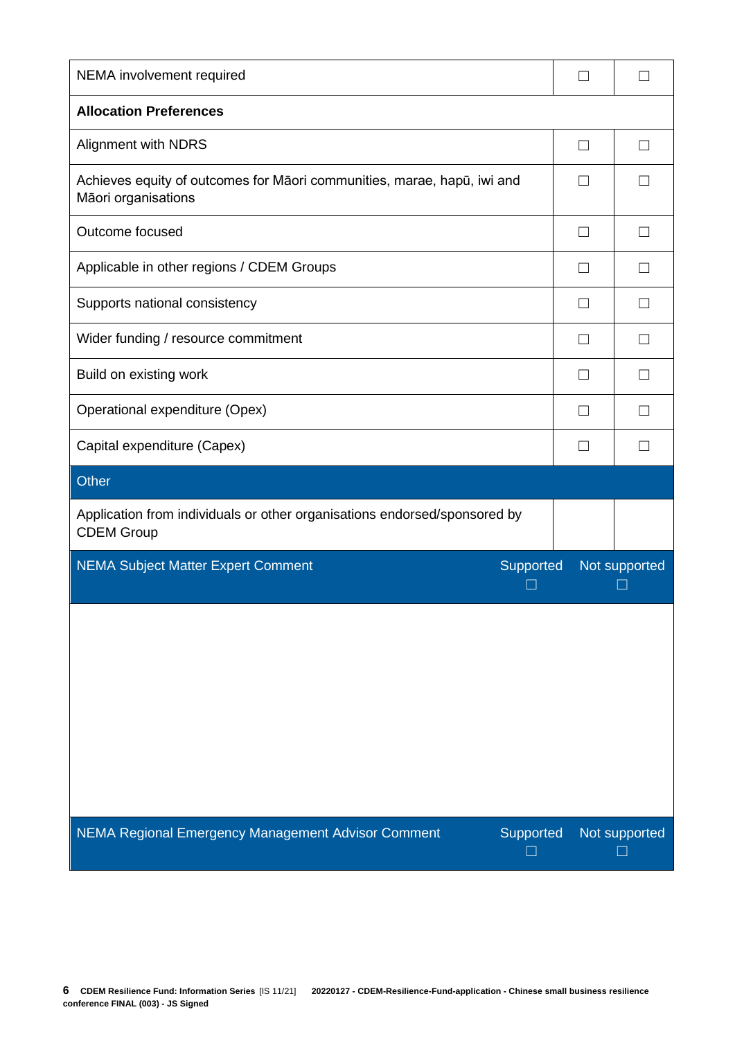| NEMA involvement required | ☐ | ☐ |
|---|---|---|
| **Allocation Preferences** | | |
| Alignment with NDRS | ☐ | ☐ |
| Achieves equity of outcomes for Māori communities, marae, hapū, iwi and Māori organisations | ☐ | ☐ |
| Outcome focused | ☐ | ☐ |
| Applicable in other regions / CDEM Groups | ☐ | ☐ |
| Supports national consistency | ☐ | ☐ |
| Wider funding / resource commitment | ☐ | ☐ |
| Build on existing work | ☐ | ☐ |
| Operational expenditure (Opex) | ☐ | ☐ |
| Capital expenditure (Capex) | ☐ | ☐ |
| Other | | |
| Application from individuals or other organisations endorsed/sponsored by CDEM Group | | |

| NEMA Subject Matter Expert Comment | Supported ☐ | Not supported ☐ |
|---|---|---|
| | | |

| NEMA Regional Emergency Management Advisor Comment | Supported ☐ | Not supported ☐ |
|---|---|---|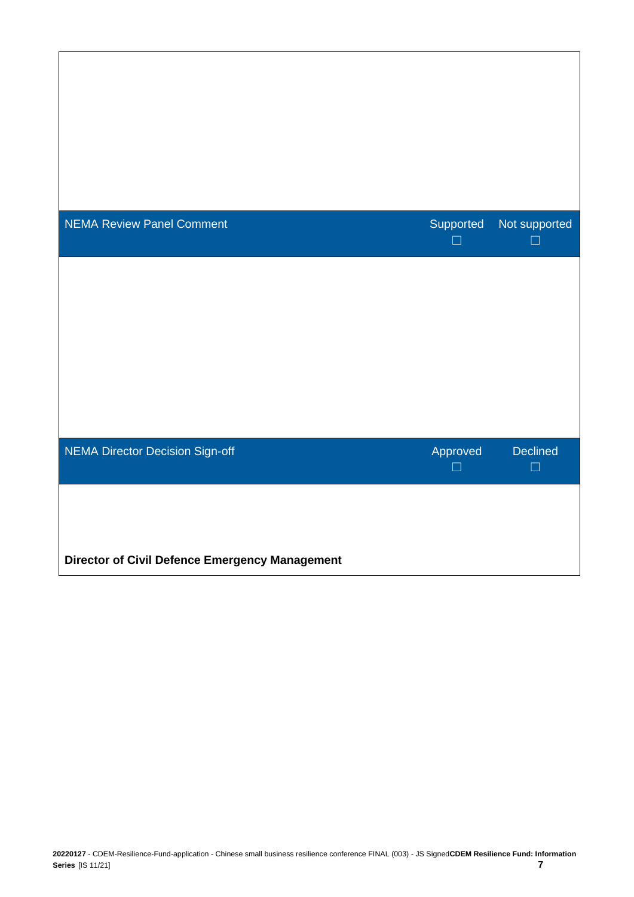| NEMA Review Panel Comment | Supported ☐ | Not supported ☐ |
|---|---|---|
| | | |

| NEMA Director Decision Sign-off | Approved ☐ | Declined ☐ |
|---|---|---|
| **Director of Civil Defence Emergency Management** | | |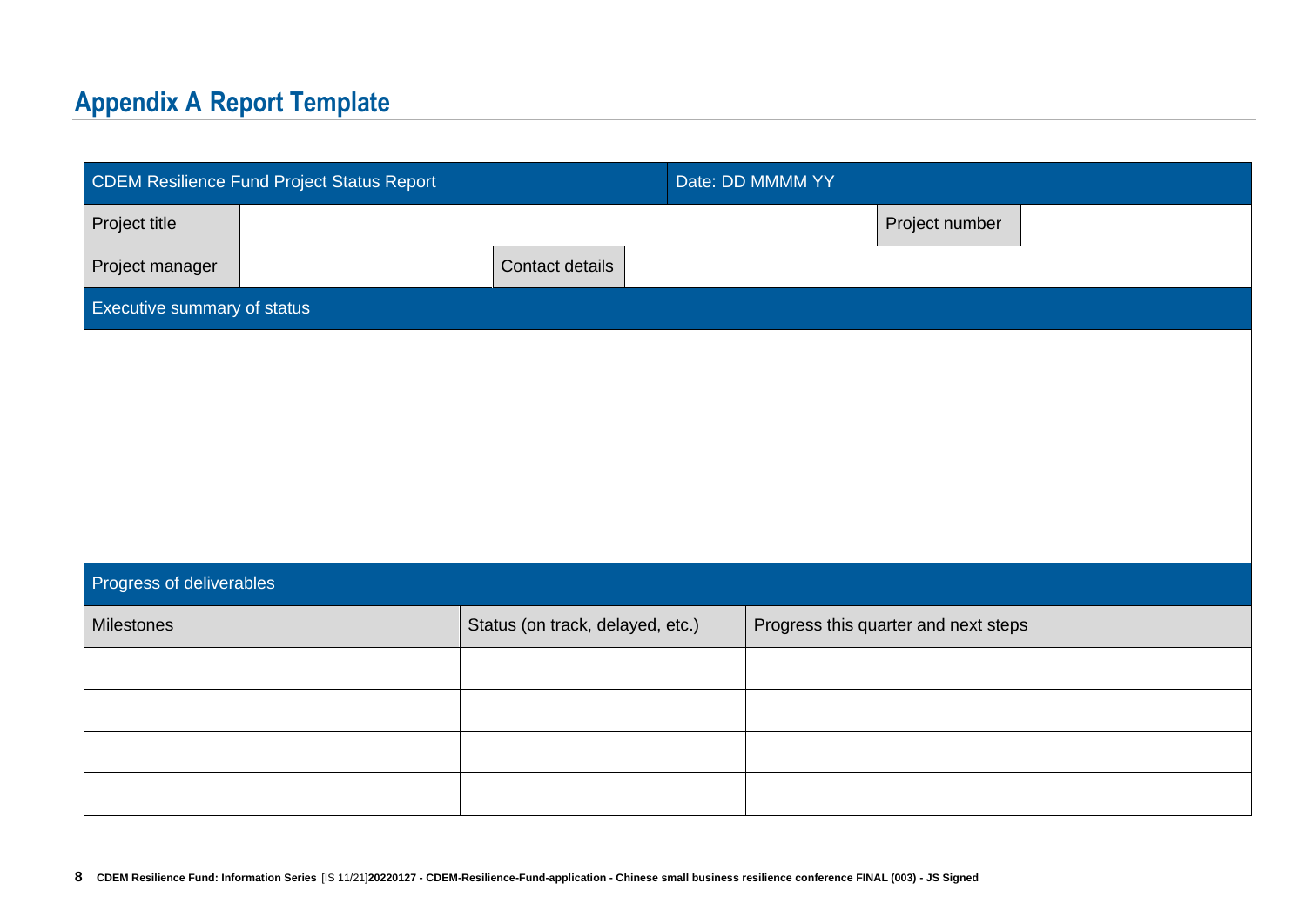## Appendix A Report Template

| CDEM Resilience Fund Project Status Report | | | | Date: DD MMMM YY | | |
|---|---|---|---|---|---|---|
| Project title | | | | | Project number | |
| Project manager | | Contact details | | | | |
| Executive summary of status | | | | | | |
| | | | | | | |
| Progress of deliverables | | | | | | |
| Milestones | | Status (on track, delayed, etc.) | | Progress this quarter and next steps | | |
| | | | | | | |
| | | | | | | |
| | | | | | | |
| | | | | | | |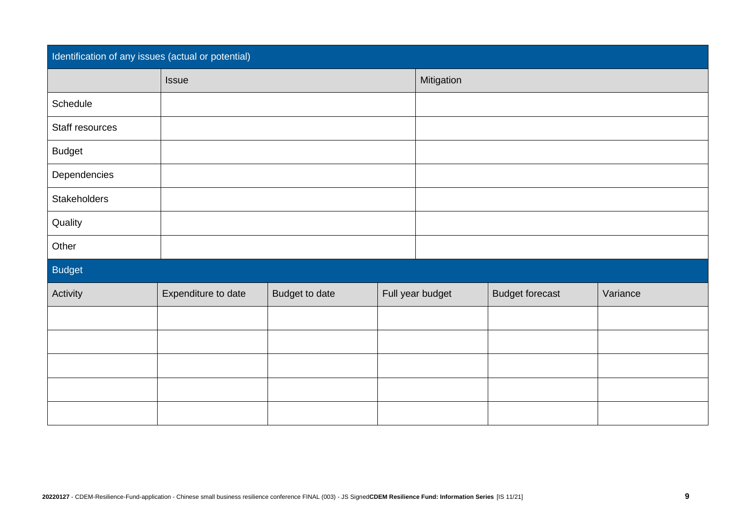| Identification of any issues (actual or potential) | | |
|---|---|---|
| | Issue | Mitigation |
| Schedule | | |
| Staff resources | | |
| Budget | | |
| Dependencies | | |
| Stakeholders | | |
| Quality | | |
| Other | | |

| Budget | | | | | |
|---|---|---|---|---|---|
| Activity | Expenditure to date | Budget to date | Full year budget | Budget forecast | Variance |
| | | | | | |
| | | | | | |
| | | | | | |
| | | | | | |
| | | | | | |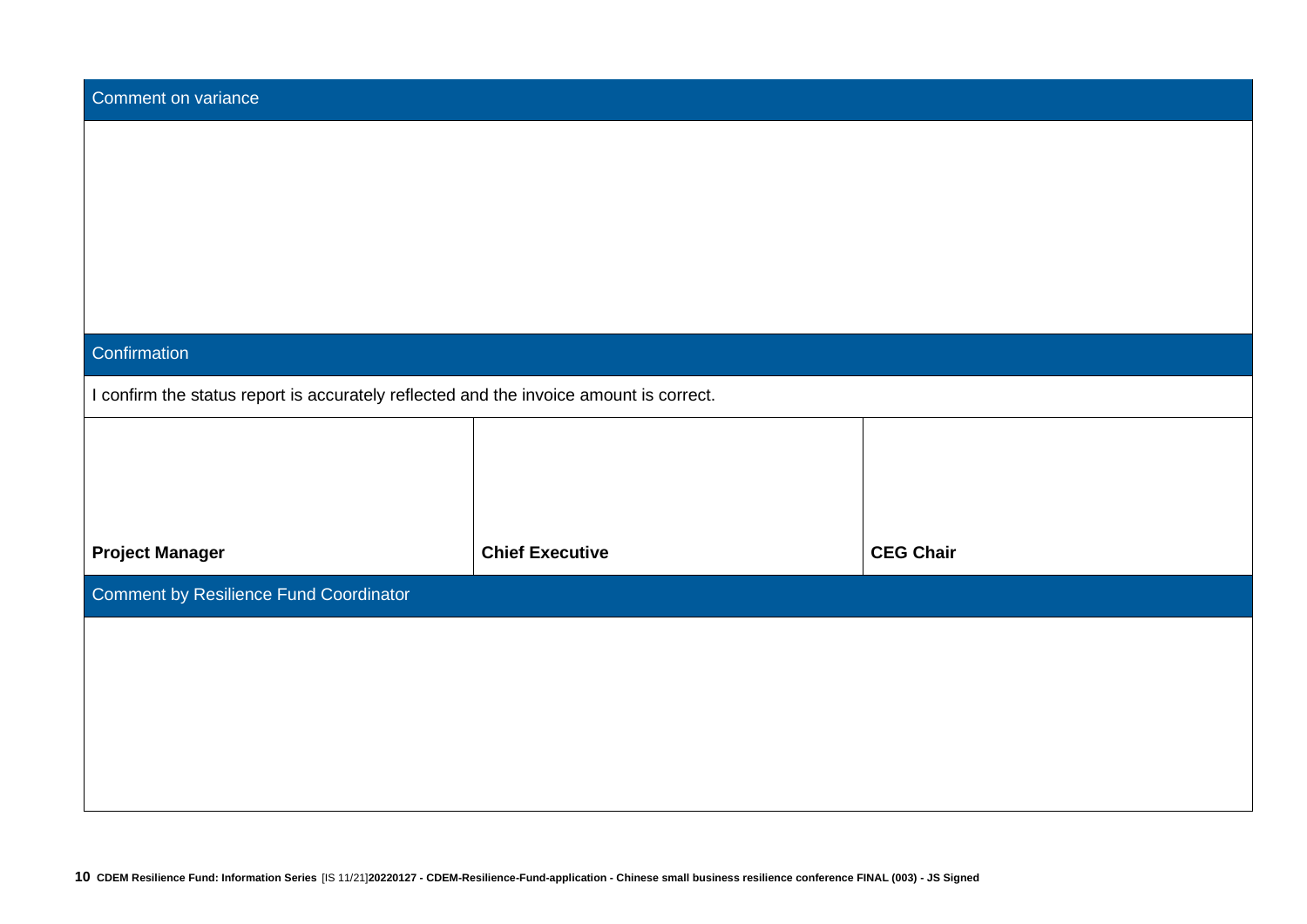## Comment on variance

## Confirmation

I confirm the status report is accurately reflected and the invoice amount is correct.

| | | |
|---|---|---|
| **Project Manager** | **Chief Executive** | **CEG Chair** |

## Comment by Resilience Fund Coordinator